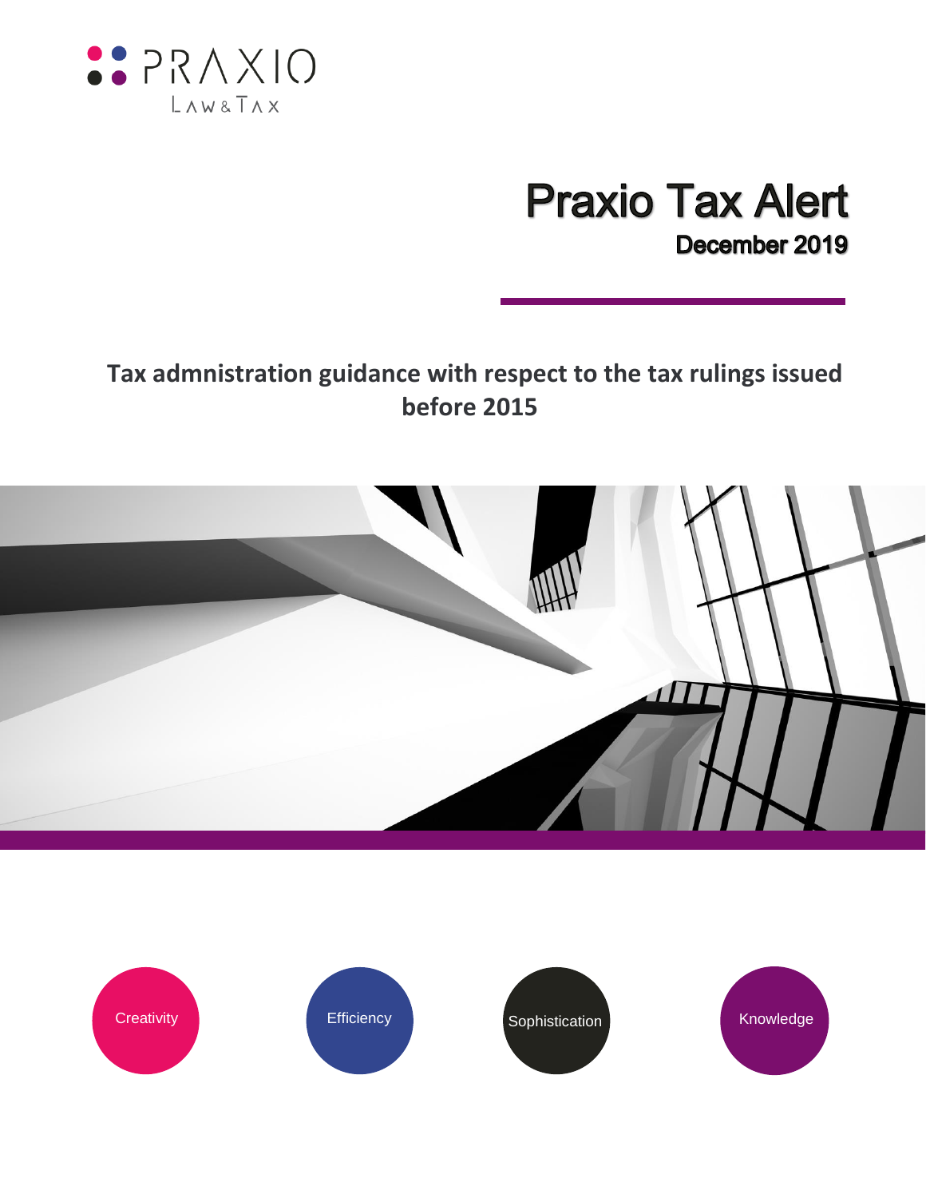PRAXIO

LAW & TAX

# Praxio Tax Alert

## December 2019

## Tax admnistration guidance with respect to the tax rulings issued before 2015

Creativity

Efficiency

Sophistication

Knowledge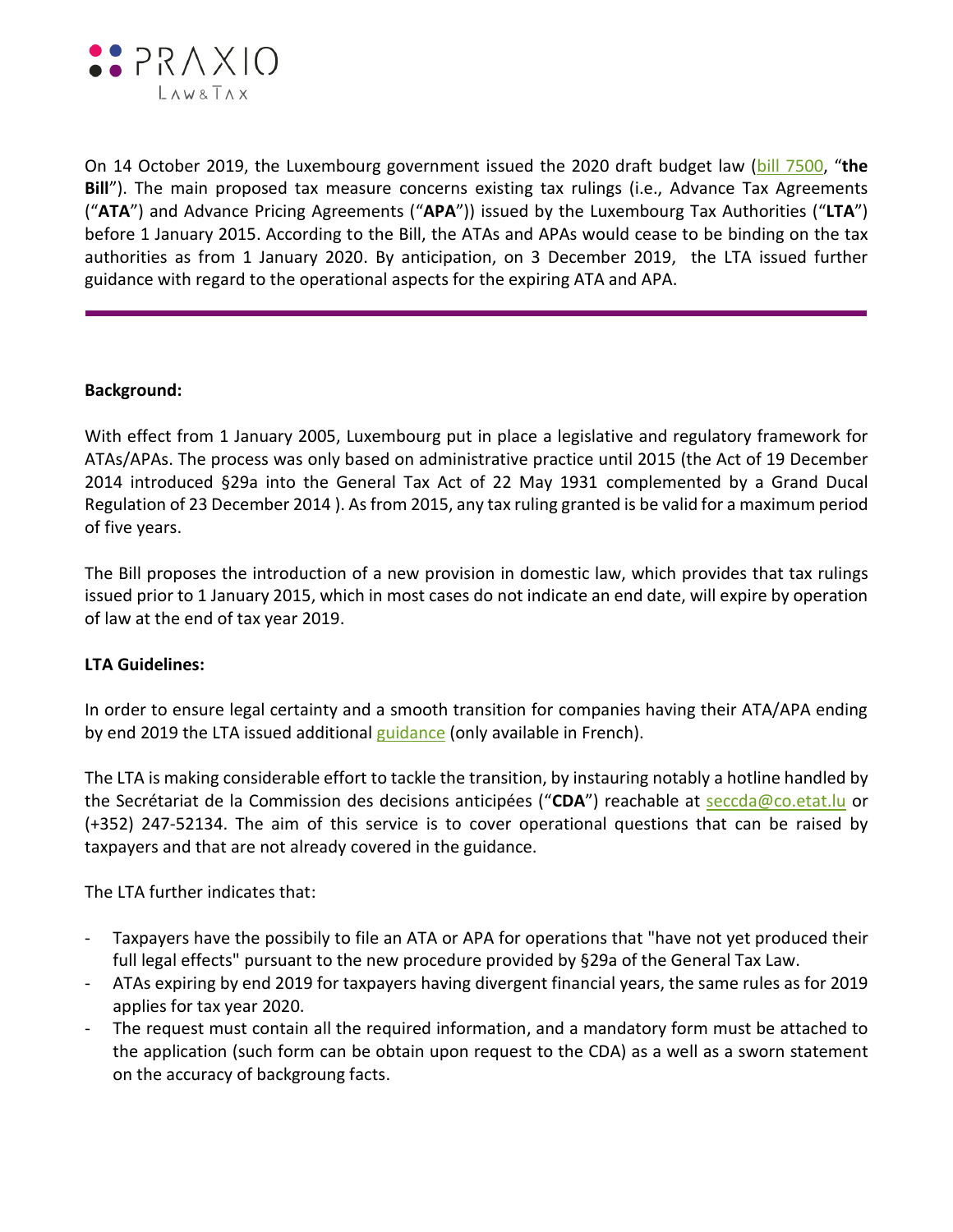On 14 October 2019, the Luxembourg government issued the 2020 draft budget law (bill 7500, "**the Bill**"). The main proposed tax measure concerns existing tax rulings (i.e., Advance Tax Agreements ("**ATA**") and Advance Pricing Agreements ("**APA**")) issued by the Luxembourg Tax Authorities ("**LTA**") before 1 January 2015. According to the Bill, the ATAs and APAs would cease to be binding on the tax authorities as from 1 January 2020. By anticipation, on 3 December 2019, the LTA issued further guidance with regard to the operational aspects for the expiring ATA and APA.

---

**Background:**

With effect from 1 January 2005, Luxembourg put in place a legislative and regulatory framework for ATAs/APAs. The process was only based on administrative practice until 2015 (the Act of 19 December 2014 introduced §29a into the General Tax Act of 22 May 1931 complemented by a Grand Ducal Regulation of 23 December 2014 ). As from 2015, any tax ruling granted is be valid for a maximum period of five years.

The Bill proposes the introduction of a new provision in domestic law, which provides that tax rulings issued prior to 1 January 2015, which in most cases do not indicate an end date, will expire by operation of law at the end of tax year 2019.

**LTA Guidelines:**

In order to ensure legal certainty and a smooth transition for companies having their ATA/APA ending by end 2019 the LTA issued additional guidance (only available in French).

The LTA is making considerable effort to tackle the transition, by instauring notably a hotline handled by the Secrétariat de la Commission des decisions anticipées ("**CDA**") reachable at seccda@co.etat.lu or (+352) 247-52134. The aim of this service is to cover operational questions that can be raised by taxpayers and that are not already covered in the guidance.

The LTA further indicates that:

- Taxpayers have the possibily to file an ATA or APA for operations that "have not yet produced their full legal effects" pursuant to the new procedure provided by §29a of the General Tax Law.
- ATAs expiring by end 2019 for taxpayers having divergent financial years, the same rules as for 2019 applies for tax year 2020.
- The request must contain all the required information, and a mandatory form must be attached to the application (such form can be obtain upon request to the CDA) as a well as a sworn statement on the accuracy of backgroung facts.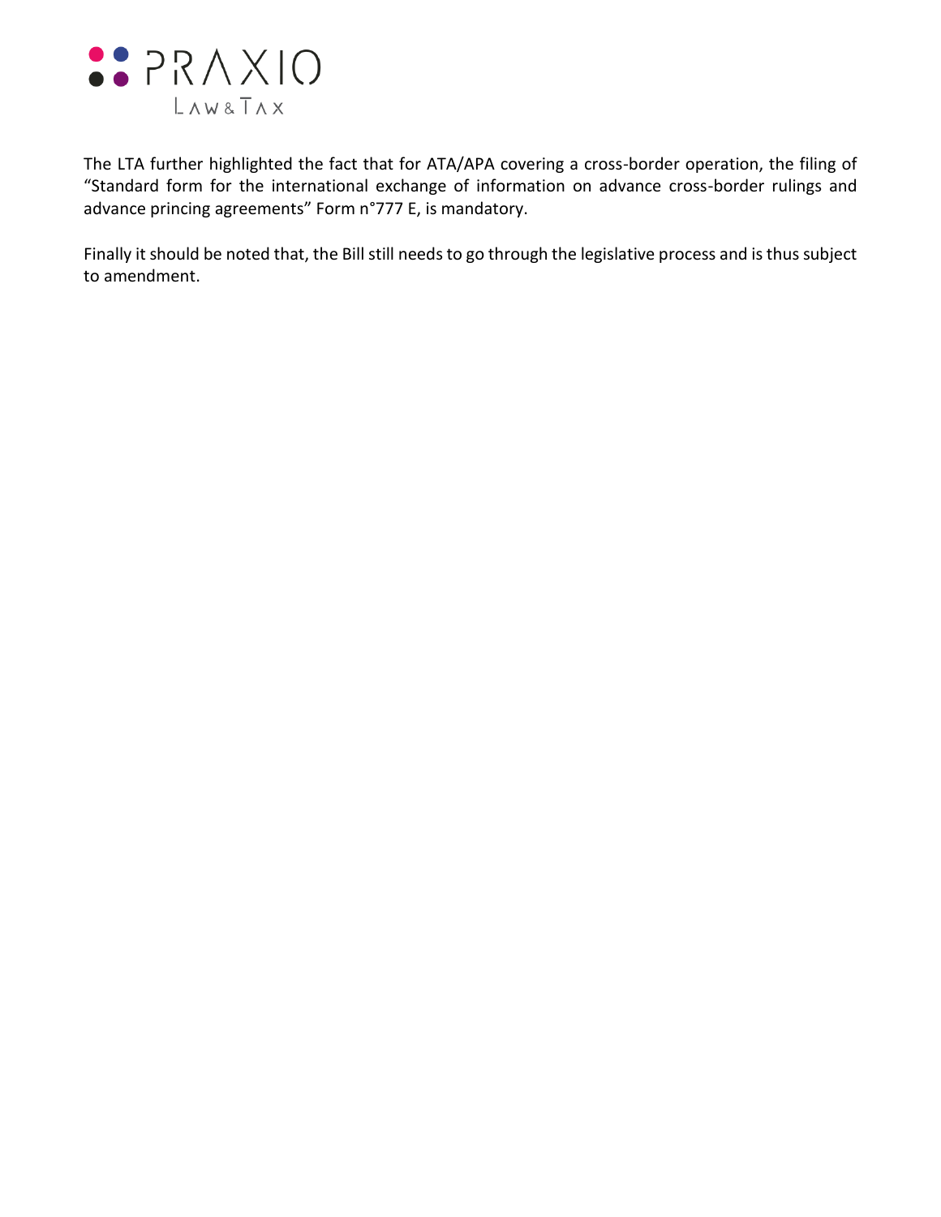The LTA further highlighted the fact that for ATA/APA covering a cross-border operation, the filing of "Standard form for the international exchange of information on advance cross-border rulings and advance princing agreements" Form n°777 E, is mandatory.

Finally it should be noted that, the Bill still needs to go through the legislative process and is thus subject to amendment.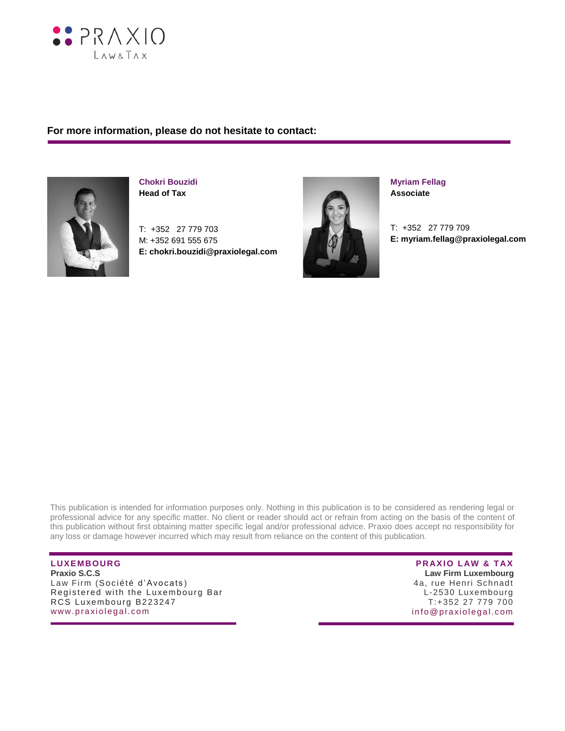**For more information, please do not hesitate to contact:**

**Chokri Bouzidi**
**Head of Tax**

T: +352 27 779 703
M: +352 691 555 675
**E: chokri.bouzidi@praxiolegal.com**

**Myriam Fellag**
**Associate**

T: +352 27 779 709
**E: myriam.fellag@praxiolegal.com**

This publication is intended for information purposes only. Nothing in this publication is to be considered as rendering legal or professional advice for any specific matter. No client or reader should act or refrain from acting on the basis of the content of this publication without first obtaining matter specific legal and/or professional advice. Praxio does accept no responsibility for any loss or damage however incurred which may result from reliance on the content of this publication.

**LUXEMBOURG**
**Praxio S.C.S**
Law Firm (Société d'Avocats)
Registered with the Luxembourg Bar
RCS Luxembourg B223247
www.praxiolegal.com

**PRAXIO LAW & TAX**
**Law Firm Luxembourg**
4a, rue Henri Schnadt
L-2530 Luxembourg
T:+352 27 779 700
info@praxiolegal.com